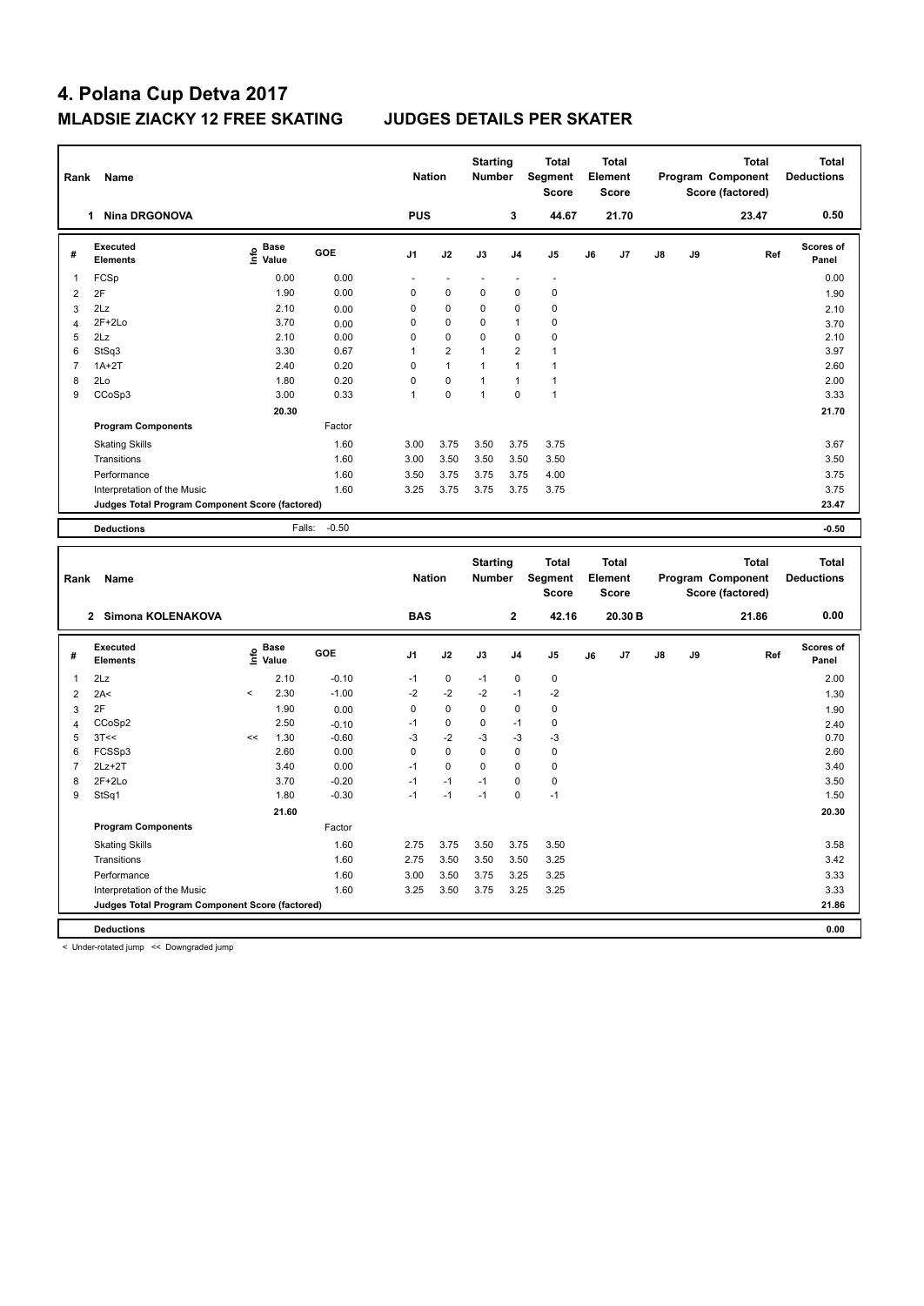# 4. Polana Cup Detva 2017

## MLADSIE ZIACKY 12 FREE SKATING JUDGES DETAILS PER SKATER

| Rank | Name | Nation | Starting Number | Total Segment Score | Total Element Score | Total Program Component Score (factored) | Total Deductions |
|---|---|---|---|---|---|---|---|
| 1 | Nina DRGONOVA | PUS | 3 | 44.67 | 21.70 | 23.47 | 0.50 |

| # | Executed Elements | Info | Base Value | GOE | J1 | J2 | J3 | J4 | J5 | J6 | J7 | J8 | J9 | Ref | Scores of Panel |
|---|---|---|---|---|---|---|---|---|---|---|---|---|---|---|---|
| 1 | FCSp | | 0.00 | 0.00 | - | - | - | - | - | | | | | | 0.00 |
| 2 | 2F | | 1.90 | 0.00 | 0 | 0 | 0 | 0 | 0 | | | | | | 1.90 |
| 3 | 2Lz | | 2.10 | 0.00 | 0 | 0 | 0 | 0 | 0 | | | | | | 2.10 |
| 4 | 2F+2Lo | | 3.70 | 0.00 | 0 | 0 | 0 | 1 | 0 | | | | | | 3.70 |
| 5 | 2Lz | | 2.10 | 0.00 | 0 | 0 | 0 | 0 | 0 | | | | | | 2.10 |
| 6 | StSq3 | | 3.30 | 0.67 | 1 | 2 | 1 | 2 | 1 | | | | | | 3.97 |
| 7 | 1A+2T | | 2.40 | 0.20 | 0 | 1 | 1 | 1 | 1 | | | | | | 2.60 |
| 8 | 2Lo | | 1.80 | 0.20 | 0 | 0 | 1 | 1 | 1 | | | | | | 2.00 |
| 9 | CCoSp3 | | 3.00 | 0.33 | 1 | 0 | 1 | 0 | 1 | | | | | | 3.33 |
| | | | 20.30 | | | | | | | | | | | | 21.70 |
| | **Program Components** | | | Factor | | | | | | | | | | | |
| | Skating Skills | | | 1.60 | 3.00 | 3.75 | 3.50 | 3.75 | 3.75 | | | | | | 3.67 |
| | Transitions | | | 1.60 | 3.00 | 3.50 | 3.50 | 3.50 | 3.50 | | | | | | 3.50 |
| | Performance | | | 1.60 | 3.50 | 3.75 | 3.75 | 3.75 | 4.00 | | | | | | 3.75 |
| | Interpretation of the Music | | | 1.60 | 3.25 | 3.75 | 3.75 | 3.75 | 3.75 | | | | | | 3.75 |
| | **Judges Total Program Component Score (factored)** | | | | | | | | | | | | | | 23.47 |
| | **Deductions** | | Falls: | -0.50 | | | | | | | | | | | -0.50 |

| Rank | Name | Nation | Starting Number | Total Segment Score | Total Element Score | Total Program Component Score (factored) | Total Deductions |
|---|---|---|---|---|---|---|---|
| 2 | Simona KOLENAKOVA | BAS | 2 | 42.16 | 20.30 B | 21.86 | 0.00 |

| # | Executed Elements | Info | Base Value | GOE | J1 | J2 | J3 | J4 | J5 | J6 | J7 | J8 | J9 | Ref | Scores of Panel |
|---|---|---|---|---|---|---|---|---|---|---|---|---|---|---|---|
| 1 | 2Lz | | 2.10 | -0.10 | -1 | 0 | -1 | 0 | 0 | | | | | | 2.00 |
| 2 | 2A< | < | 2.30 | -1.00 | -2 | -2 | -2 | -1 | -2 | | | | | | 1.30 |
| 3 | 2F | | 1.90 | 0.00 | 0 | 0 | 0 | 0 | 0 | | | | | | 1.90 |
| 4 | CCoSp2 | | 2.50 | -0.10 | -1 | 0 | 0 | -1 | 0 | | | | | | 2.40 |
| 5 | 3T<< | << | 1.30 | -0.60 | -3 | -2 | -3 | -3 | -3 | | | | | | 0.70 |
| 6 | FCSSp3 | | 2.60 | 0.00 | 0 | 0 | 0 | 0 | 0 | | | | | | 2.60 |
| 7 | 2Lz+2T | | 3.40 | 0.00 | -1 | 0 | 0 | 0 | 0 | | | | | | 3.40 |
| 8 | 2F+2Lo | | 3.70 | -0.20 | -1 | -1 | -1 | 0 | 0 | | | | | | 3.50 |
| 9 | StSq1 | | 1.80 | -0.30 | -1 | -1 | -1 | 0 | -1 | | | | | | 1.50 |
| | | | 21.60 | | | | | | | | | | | | 20.30 |
| | **Program Components** | | | Factor | | | | | | | | | | | |
| | Skating Skills | | | 1.60 | 2.75 | 3.75 | 3.50 | 3.75 | 3.50 | | | | | | 3.58 |
| | Transitions | | | 1.60 | 2.75 | 3.50 | 3.50 | 3.50 | 3.25 | | | | | | 3.42 |
| | Performance | | | 1.60 | 3.00 | 3.50 | 3.75 | 3.25 | 3.25 | | | | | | 3.33 |
| | Interpretation of the Music | | | 1.60 | 3.25 | 3.50 | 3.75 | 3.25 | 3.25 | | | | | | 3.33 |
| | **Judges Total Program Component Score (factored)** | | | | | | | | | | | | | | 21.86 |
| | **Deductions** | | | | | | | | | | | | | | 0.00 |

< Under-rotated jump << Downgraded jump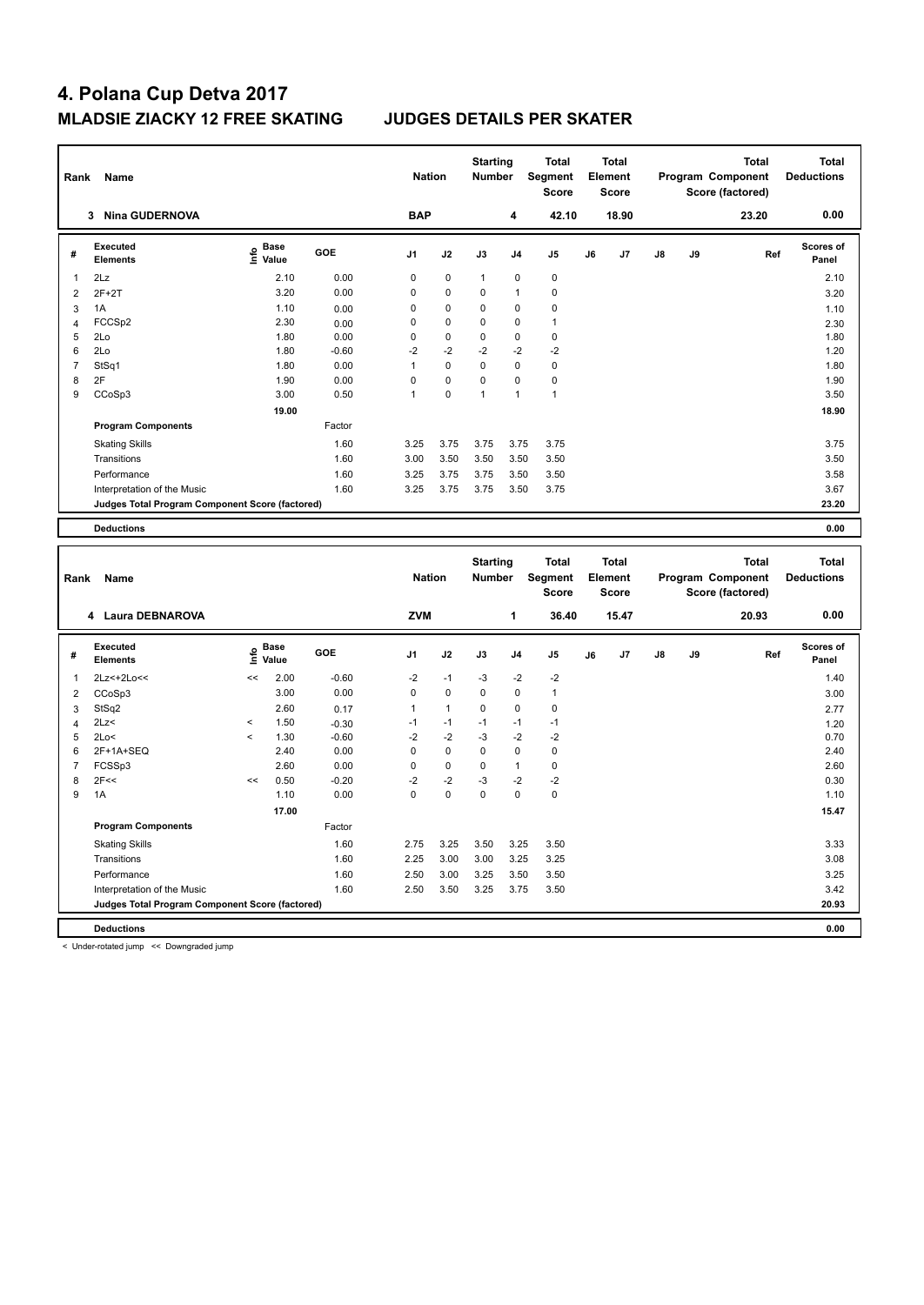# 4. Polana Cup Detva 2017

## MLADSIE ZIACKY 12 FREE SKATING JUDGES DETAILS PER SKATER

| Rank | Name | Nation | Starting Number | Total Segment Score | Total Element Score | Total Program Component Score (factored) | Total Deductions |
|---|---|---|---|---|---|---|---|
| 3 | Nina GUDERNOVA | BAP | 4 | 42.10 | 18.90 | 23.20 | 0.00 |

| # | Executed Elements | Info | Base Value | GOE | J1 | J2 | J3 | J4 | J5 | J6 | J7 | J8 | J9 | Ref | Scores of Panel |
|---|---|---|---|---|---|---|---|---|---|---|---|---|---|---|---|
| 1 | 2Lz | | 2.10 | 0.00 | 0 | 0 | 1 | 0 | 0 | | | | | | 2.10 |
| 2 | 2F+2T | | 3.20 | 0.00 | 0 | 0 | 0 | 1 | 0 | | | | | | 3.20 |
| 3 | 1A | | 1.10 | 0.00 | 0 | 0 | 0 | 0 | 0 | | | | | | 1.10 |
| 4 | FCCSp2 | | 2.30 | 0.00 | 0 | 0 | 0 | 0 | 1 | | | | | | 2.30 |
| 5 | 2Lo | | 1.80 | 0.00 | 0 | 0 | 0 | 0 | 0 | | | | | | 1.80 |
| 6 | 2Lo | | 1.80 | -0.60 | -2 | -2 | -2 | -2 | -2 | | | | | | 1.20 |
| 7 | StSq1 | | 1.80 | 0.00 | 1 | 0 | 0 | 0 | 0 | | | | | | 1.80 |
| 8 | 2F | | 1.90 | 0.00 | 0 | 0 | 0 | 0 | 0 | | | | | | 1.90 |
| 9 | CCoSp3 | | 3.00 | 0.50 | 1 | 0 | 1 | 1 | 1 | | | | | | 3.50 |
| | | | 19.00 | | | | | | | | | | | | 18.90 |
| | **Program Components** | | | Factor | | | | | | | | | | | |
| | Skating Skills | | | 1.60 | 3.25 | 3.75 | 3.75 | 3.75 | 3.75 | | | | | | 3.75 |
| | Transitions | | | 1.60 | 3.00 | 3.50 | 3.50 | 3.50 | 3.50 | | | | | | 3.50 |
| | Performance | | | 1.60 | 3.25 | 3.75 | 3.75 | 3.50 | 3.50 | | | | | | 3.58 |
| | Interpretation of the Music | | | 1.60 | 3.25 | 3.75 | 3.75 | 3.50 | 3.75 | | | | | | 3.67 |
| | Judges Total Program Component Score (factored) | | | | | | | | | | | | | | 23.20 |
| | **Deductions** | | | | | | | | | | | | | | 0.00 |

| Rank | Name | Nation | Starting Number | Total Segment Score | Total Element Score | Total Program Component Score (factored) | Total Deductions |
|---|---|---|---|---|---|---|---|
| 4 | Laura DEBNAROVA | ZVM | 1 | 36.40 | 15.47 | 20.93 | 0.00 |

| # | Executed Elements | Info | Base Value | GOE | J1 | J2 | J3 | J4 | J5 | J6 | J7 | J8 | J9 | Ref | Scores of Panel |
|---|---|---|---|---|---|---|---|---|---|---|---|---|---|---|---|
| 1 | 2Lz<+2Lo<< | << | 2.00 | -0.60 | -2 | -1 | -3 | -2 | -2 | | | | | | 1.40 |
| 2 | CCoSp3 | | 3.00 | 0.00 | 0 | 0 | 0 | 0 | 1 | | | | | | 3.00 |
| 3 | StSq2 | | 2.60 | 0.17 | 1 | 1 | 0 | 0 | 0 | | | | | | 2.77 |
| 4 | 2Lz< | < | 1.50 | -0.30 | -1 | -1 | -1 | -1 | -1 | | | | | | 1.20 |
| 5 | 2Lo< | < | 1.30 | -0.60 | -2 | -2 | -3 | -2 | -2 | | | | | | 0.70 |
| 6 | 2F+1A+SEQ | | 2.40 | 0.00 | 0 | 0 | 0 | 0 | 0 | | | | | | 2.40 |
| 7 | FCSSp3 | | 2.60 | 0.00 | 0 | 0 | 0 | 1 | 0 | | | | | | 2.60 |
| 8 | 2F<< | << | 0.50 | -0.20 | -2 | -2 | -3 | -2 | -2 | | | | | | 0.30 |
| 9 | 1A | | 1.10 | 0.00 | 0 | 0 | 0 | 0 | 0 | | | | | | 1.10 |
| | | | 17.00 | | | | | | | | | | | | 15.47 |
| | **Program Components** | | | Factor | | | | | | | | | | | |
| | Skating Skills | | | 1.60 | 2.75 | 3.25 | 3.50 | 3.25 | 3.50 | | | | | | 3.33 |
| | Transitions | | | 1.60 | 2.25 | 3.00 | 3.00 | 3.25 | 3.25 | | | | | | 3.08 |
| | Performance | | | 1.60 | 2.50 | 3.00 | 3.25 | 3.50 | 3.50 | | | | | | 3.25 |
| | Interpretation of the Music | | | 1.60 | 2.50 | 3.50 | 3.25 | 3.75 | 3.50 | | | | | | 3.42 |
| | Judges Total Program Component Score (factored) | | | | | | | | | | | | | | 20.93 |
| | **Deductions** | | | | | | | | | | | | | | 0.00 |

< Under-rotated jump << Downgraded jump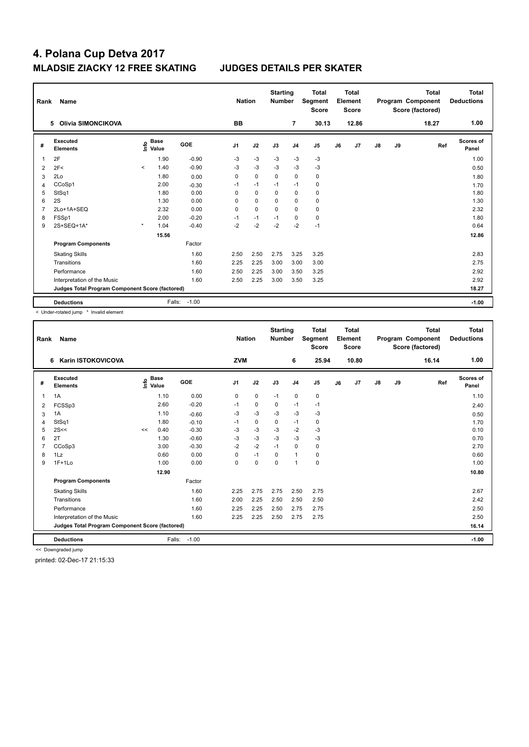# 4. Polana Cup Detva 2017

## MLADSIE ZIACKY 12 FREE SKATING JUDGES DETAILS PER SKATER

| Rank | Name | Nation | Starting Number | Total Segment Score | Total Element Score | Total Program Component Score (factored) | Total Deductions |
|---|---|---|---|---|---|---|---|
| 5 | Olivia SIMONCIKOVA | BB | 7 | 30.13 | 12.86 | 18.27 | 1.00 |

| # | Executed Elements | Info | Base Value | GOE | J1 | J2 | J3 | J4 | J5 | J6 | J7 | J8 | J9 | Ref | Scores of Panel |
|---|---|---|---|---|---|---|---|---|---|---|---|---|---|---|---|
| 1 | 2F | | 1.90 | -0.90 | -3 | -3 | -3 | -3 | -3 | | | | | | 1.00 |
| 2 | 2F< | < | 1.40 | -0.90 | -3 | -3 | -3 | -3 | -3 | | | | | | 0.50 |
| 3 | 2Lo | | 1.80 | 0.00 | 0 | 0 | 0 | 0 | 0 | | | | | | 1.80 |
| 4 | CCoSp1 | | 2.00 | -0.30 | -1 | -1 | -1 | -1 | 0 | | | | | | 1.70 |
| 5 | StSq1 | | 1.80 | 0.00 | 0 | 0 | 0 | 0 | 0 | | | | | | 1.80 |
| 6 | 2S | | 1.30 | 0.00 | 0 | 0 | 0 | 0 | 0 | | | | | | 1.30 |
| 7 | 2Lo+1A+SEQ | | 2.32 | 0.00 | 0 | 0 | 0 | 0 | 0 | | | | | | 2.32 |
| 8 | FSSp1 | | 2.00 | -0.20 | -1 | -1 | -1 | 0 | 0 | | | | | | 1.80 |
| 9 | 2S+SEQ+1A* | * | 1.04 | -0.40 | -2 | -2 | -2 | -2 | -1 | | | | | | 0.64 |
| | | | 15.56 | | | | | | | | | | | | 12.86 |
| | **Program Components** | | | Factor | | | | | | | | | | | |
| | Skating Skills | | | 1.60 | 2.50 | 2.50 | 2.75 | 3.25 | 3.25 | | | | | | 2.83 |
| | Transitions | | | 1.60 | 2.25 | 2.25 | 3.00 | 3.00 | 3.00 | | | | | | 2.75 |
| | Performance | | | 1.60 | 2.50 | 2.25 | 3.00 | 3.50 | 3.25 | | | | | | 2.92 |
| | Interpretation of the Music | | | 1.60 | 2.50 | 2.25 | 3.00 | 3.50 | 3.25 | | | | | | 2.92 |
| | **Judges Total Program Component Score (factored)** | | | | | | | | | | | | | | 18.27 |
| | **Deductions** | | Falls: | -1.00 | | | | | | | | | | | -1.00 |

< Under-rotated jump * Invalid element

| Rank | Name | Nation | Starting Number | Total Segment Score | Total Element Score | Total Program Component Score (factored) | Total Deductions |
|---|---|---|---|---|---|---|---|
| 6 | Karin ISTOKOVICOVA | ZVM | 6 | 25.94 | 10.80 | 16.14 | 1.00 |

| # | Executed Elements | Info | Base Value | GOE | J1 | J2 | J3 | J4 | J5 | J6 | J7 | J8 | J9 | Ref | Scores of Panel |
|---|---|---|---|---|---|---|---|---|---|---|---|---|---|---|---|
| 1 | 1A | | 1.10 | 0.00 | 0 | 0 | -1 | 0 | 0 | | | | | | 1.10 |
| 2 | FCSSp3 | | 2.60 | -0.20 | -1 | 0 | 0 | -1 | -1 | | | | | | 2.40 |
| 3 | 1A | | 1.10 | -0.60 | -3 | -3 | -3 | -3 | -3 | | | | | | 0.50 |
| 4 | StSq1 | | 1.80 | -0.10 | -1 | 0 | 0 | -1 | 0 | | | | | | 1.70 |
| 5 | 2S<< | << | 0.40 | -0.30 | -3 | -3 | -3 | -2 | -3 | | | | | | 0.10 |
| 6 | 2T | | 1.30 | -0.60 | -3 | -3 | -3 | -3 | -3 | | | | | | 0.70 |
| 7 | CCoSp3 | | 3.00 | -0.30 | -2 | -2 | -1 | 0 | 0 | | | | | | 2.70 |
| 8 | 1Lz | | 0.60 | 0.00 | 0 | -1 | 0 | 1 | 0 | | | | | | 0.60 |
| 9 | 1F+1Lo | | 1.00 | 0.00 | 0 | 0 | 0 | 1 | 0 | | | | | | 1.00 |
| | | | 12.90 | | | | | | | | | | | | 10.80 |
| | **Program Components** | | | Factor | | | | | | | | | | | |
| | Skating Skills | | | 1.60 | 2.25 | 2.75 | 2.75 | 2.50 | 2.75 | | | | | | 2.67 |
| | Transitions | | | 1.60 | 2.00 | 2.25 | 2.50 | 2.50 | 2.50 | | | | | | 2.42 |
| | Performance | | | 1.60 | 2.25 | 2.25 | 2.50 | 2.75 | 2.75 | | | | | | 2.50 |
| | Interpretation of the Music | | | 1.60 | 2.25 | 2.25 | 2.50 | 2.75 | 2.75 | | | | | | 2.50 |
| | **Judges Total Program Component Score (factored)** | | | | | | | | | | | | | | 16.14 |
| | **Deductions** | | Falls: | -1.00 | | | | | | | | | | | -1.00 |

<< Downgraded jump

printed: 02-Dec-17 21:15:33